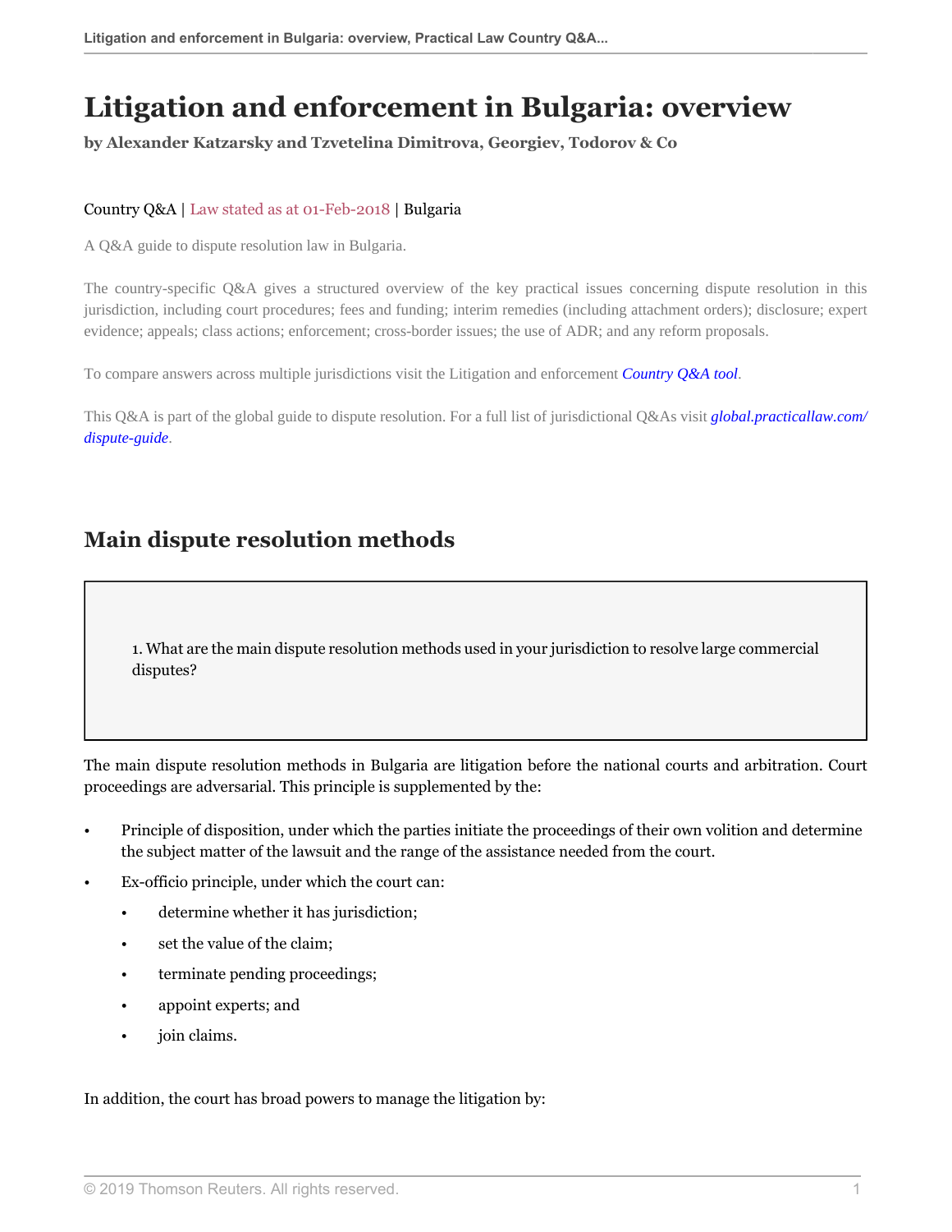# Litigation and enforcement in Bulgaria: overview

**by Alexander Katzarsky and Tzvetelina Dimitrova, Georgiev, Todorov & Co**

Country Q&A | Law stated as at 01-Feb-2018 | Bulgaria

A Q&A guide to dispute resolution law in Bulgaria.

The country-specific Q&A gives a structured overview of the key practical issues concerning dispute resolution in this jurisdiction, including court procedures; fees and funding; interim remedies (including attachment orders); disclosure; expert evidence; appeals; class actions; enforcement; cross-border issues; the use of ADR; and any reform proposals.

To compare answers across multiple jurisdictions visit the Litigation and enforcement *Country Q&A tool*.

This Q&A is part of the global guide to dispute resolution. For a full list of jurisdictional Q&As visit *global.practicallaw.com/dispute-guide*.

## Main dispute resolution methods

1. What are the main dispute resolution methods used in your jurisdiction to resolve large commercial disputes?

The main dispute resolution methods in Bulgaria are litigation before the national courts and arbitration. Court proceedings are adversarial. This principle is supplemented by the:

- Principle of disposition, under which the parties initiate the proceedings of their own volition and determine the subject matter of the lawsuit and the range of the assistance needed from the court.
- Ex-officio principle, under which the court can:
  - determine whether it has jurisdiction;
  - set the value of the claim;
  - terminate pending proceedings;
  - appoint experts; and
  - join claims.

In addition, the court has broad powers to manage the litigation by: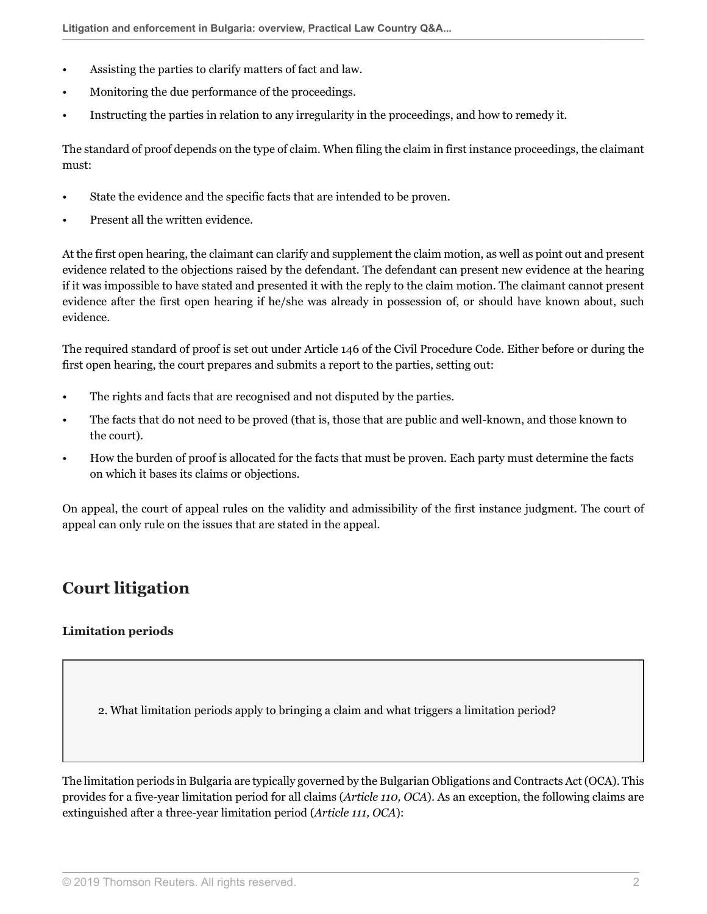- Assisting the parties to clarify matters of fact and law.
- Monitoring the due performance of the proceedings.
- Instructing the parties in relation to any irregularity in the proceedings, and how to remedy it.

The standard of proof depends on the type of claim. When filing the claim in first instance proceedings, the claimant must:

- State the evidence and the specific facts that are intended to be proven.
- Present all the written evidence.

At the first open hearing, the claimant can clarify and supplement the claim motion, as well as point out and present evidence related to the objections raised by the defendant. The defendant can present new evidence at the hearing if it was impossible to have stated and presented it with the reply to the claim motion. The claimant cannot present evidence after the first open hearing if he/she was already in possession of, or should have known about, such evidence.

The required standard of proof is set out under Article 146 of the Civil Procedure Code. Either before or during the first open hearing, the court prepares and submits a report to the parties, setting out:

- The rights and facts that are recognised and not disputed by the parties.
- The facts that do not need to be proved (that is, those that are public and well-known, and those known to the court).
- How the burden of proof is allocated for the facts that must be proven. Each party must determine the facts on which it bases its claims or objections.

On appeal, the court of appeal rules on the validity and admissibility of the first instance judgment. The court of appeal can only rule on the issues that are stated in the appeal.

## Court litigation

### Limitation periods

> 2. What limitation periods apply to bringing a claim and what triggers a limitation period?

The limitation periods in Bulgaria are typically governed by the Bulgarian Obligations and Contracts Act (OCA). This provides for a five-year limitation period for all claims (*Article 110, OCA*). As an exception, the following claims are extinguished after a three-year limitation period (*Article 111, OCA*):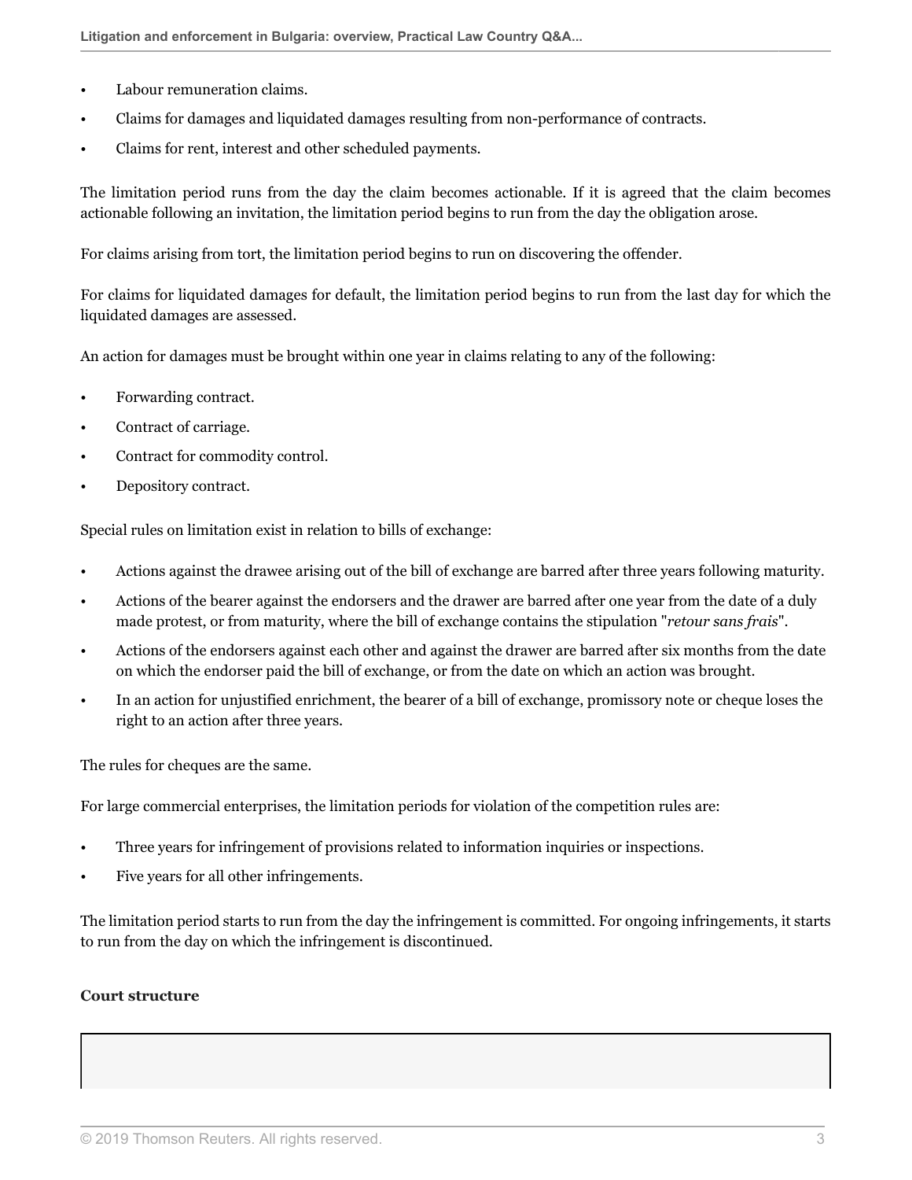- Labour remuneration claims.
- Claims for damages and liquidated damages resulting from non-performance of contracts.
- Claims for rent, interest and other scheduled payments.

The limitation period runs from the day the claim becomes actionable. If it is agreed that the claim becomes actionable following an invitation, the limitation period begins to run from the day the obligation arose.

For claims arising from tort, the limitation period begins to run on discovering the offender.

For claims for liquidated damages for default, the limitation period begins to run from the last day for which the liquidated damages are assessed.

An action for damages must be brought within one year in claims relating to any of the following:

- Forwarding contract.
- Contract of carriage.
- Contract for commodity control.
- Depository contract.

Special rules on limitation exist in relation to bills of exchange:

- Actions against the drawee arising out of the bill of exchange are barred after three years following maturity.
- Actions of the bearer against the endorsers and the drawer are barred after one year from the date of a duly made protest, or from maturity, where the bill of exchange contains the stipulation "*retour sans frais*".
- Actions of the endorsers against each other and against the drawer are barred after six months from the date on which the endorser paid the bill of exchange, or from the date on which an action was brought.
- In an action for unjustified enrichment, the bearer of a bill of exchange, promissory note or cheque loses the right to an action after three years.

The rules for cheques are the same.

For large commercial enterprises, the limitation periods for violation of the competition rules are:

- Three years for infringement of provisions related to information inquiries or inspections.
- Five years for all other infringements.

The limitation period starts to run from the day the infringement is committed. For ongoing infringements, it starts to run from the day on which the infringement is discontinued.

**Court structure**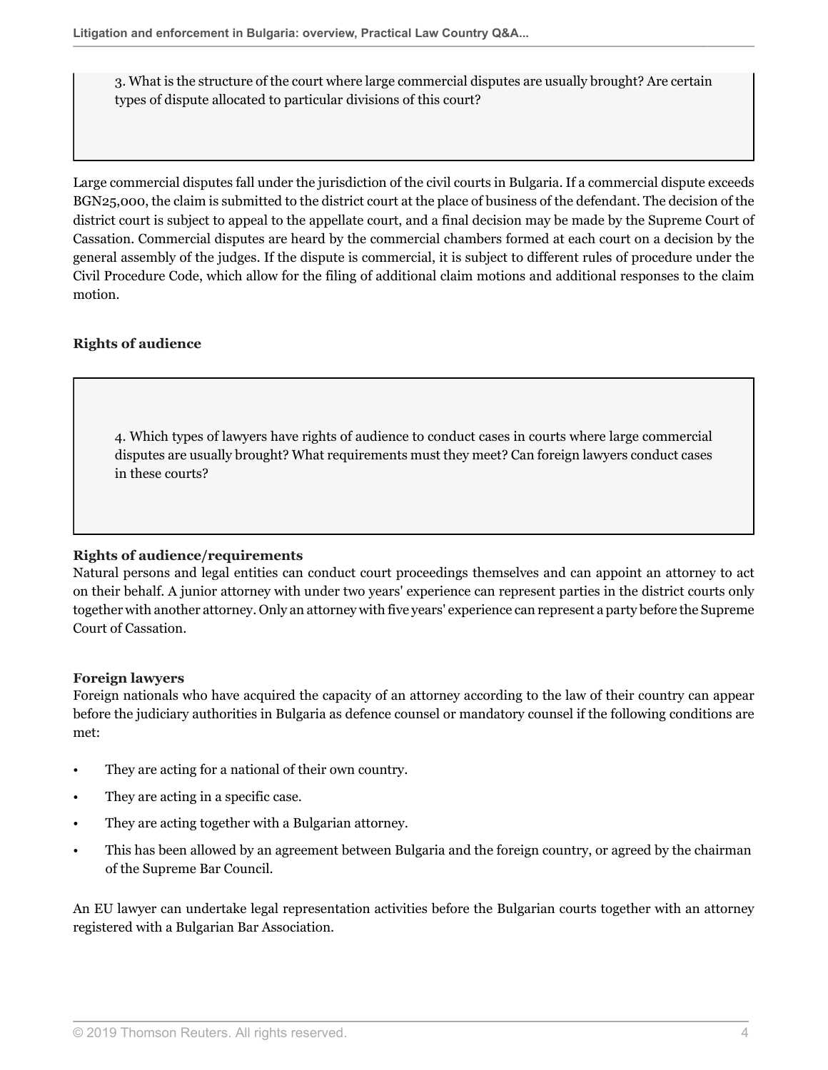3. What is the structure of the court where large commercial disputes are usually brought? Are certain types of dispute allocated to particular divisions of this court?

Large commercial disputes fall under the jurisdiction of the civil courts in Bulgaria. If a commercial dispute exceeds BGN25,000, the claim is submitted to the district court at the place of business of the defendant. The decision of the district court is subject to appeal to the appellate court, and a final decision may be made by the Supreme Court of Cassation. Commercial disputes are heard by the commercial chambers formed at each court on a decision by the general assembly of the judges. If the dispute is commercial, it is subject to different rules of procedure under the Civil Procedure Code, which allow for the filing of additional claim motions and additional responses to the claim motion.

## Rights of audience

4. Which types of lawyers have rights of audience to conduct cases in courts where large commercial disputes are usually brought? What requirements must they meet? Can foreign lawyers conduct cases in these courts?

### Rights of audience/requirements

Natural persons and legal entities can conduct court proceedings themselves and can appoint an attorney to act on their behalf. A junior attorney with under two years' experience can represent parties in the district courts only together with another attorney. Only an attorney with five years' experience can represent a party before the Supreme Court of Cassation.

### Foreign lawyers

Foreign nationals who have acquired the capacity of an attorney according to the law of their country can appear before the judiciary authorities in Bulgaria as defence counsel or mandatory counsel if the following conditions are met:

- They are acting for a national of their own country.
- They are acting in a specific case.
- They are acting together with a Bulgarian attorney.
- This has been allowed by an agreement between Bulgaria and the foreign country, or agreed by the chairman of the Supreme Bar Council.

An EU lawyer can undertake legal representation activities before the Bulgarian courts together with an attorney registered with a Bulgarian Bar Association.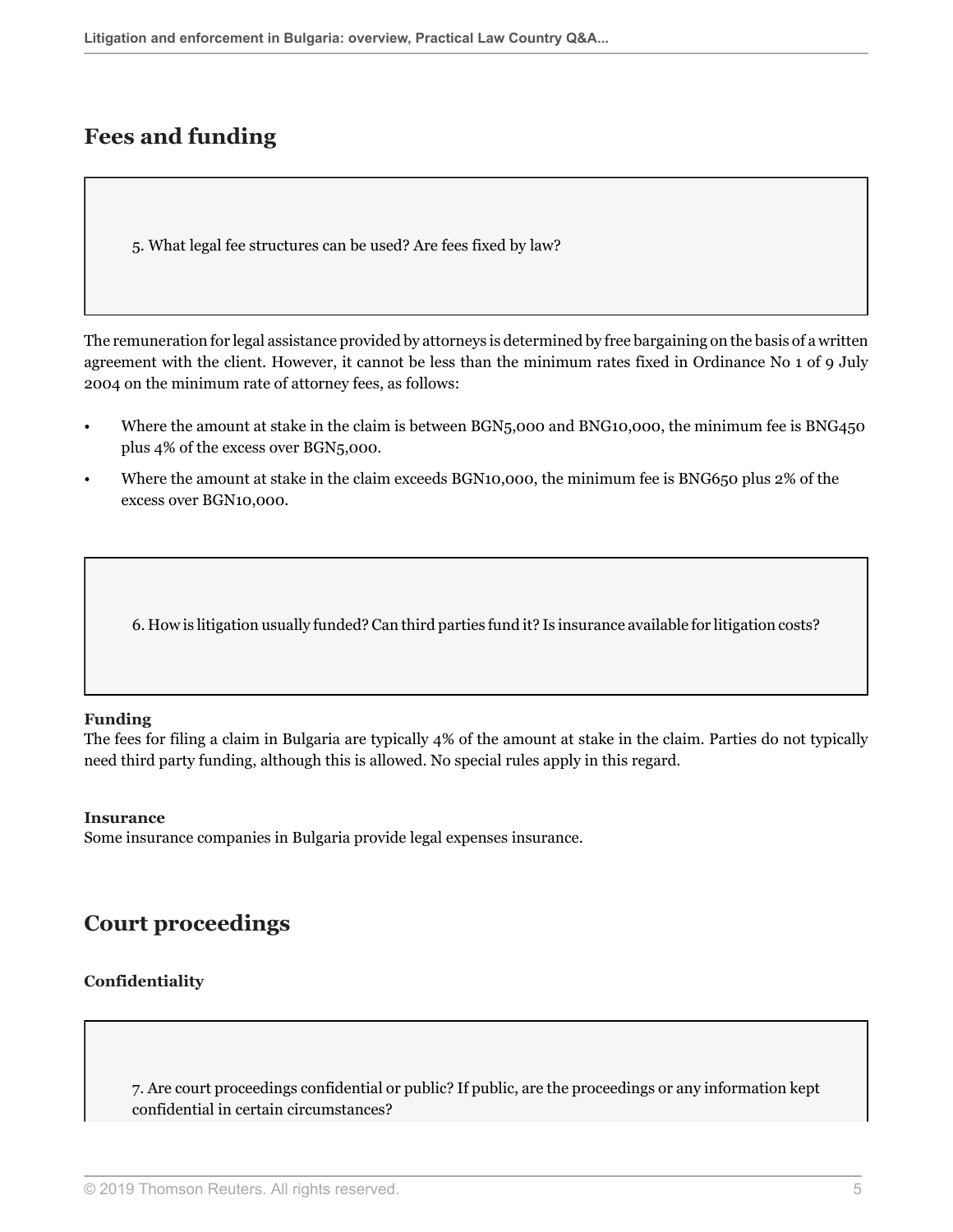## Fees and funding

> 5. What legal fee structures can be used? Are fees fixed by law?

The remuneration for legal assistance provided by attorneys is determined by free bargaining on the basis of a written agreement with the client. However, it cannot be less than the minimum rates fixed in Ordinance No 1 of 9 July 2004 on the minimum rate of attorney fees, as follows:

- Where the amount at stake in the claim is between BGN5,000 and BNG10,000, the minimum fee is BNG450 plus 4% of the excess over BGN5,000.
- Where the amount at stake in the claim exceeds BGN10,000, the minimum fee is BNG650 plus 2% of the excess over BGN10,000.

> 6. How is litigation usually funded? Can third parties fund it? Is insurance available for litigation costs?

**Funding**
The fees for filing a claim in Bulgaria are typically 4% of the amount at stake in the claim. Parties do not typically need third party funding, although this is allowed. No special rules apply in this regard.

**Insurance**
Some insurance companies in Bulgaria provide legal expenses insurance.

## Court proceedings

**Confidentiality**

> 7. Are court proceedings confidential or public? If public, are the proceedings or any information kept confidential in certain circumstances?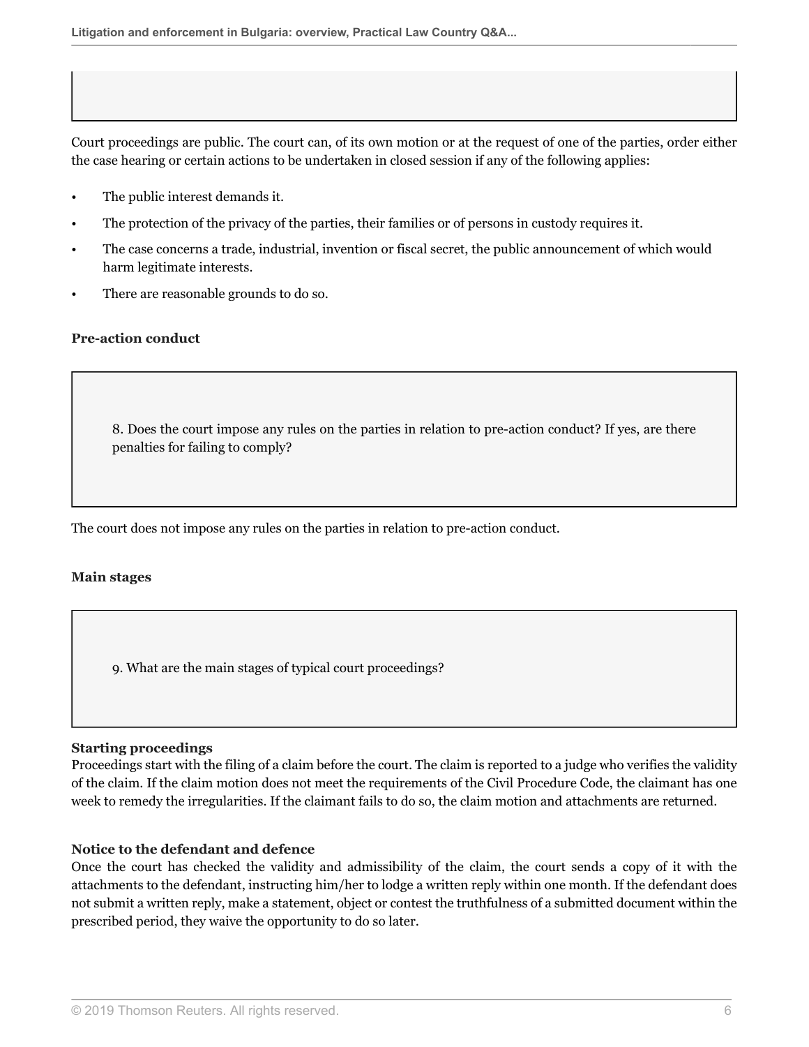Court proceedings are public. The court can, of its own motion or at the request of one of the parties, order either the case hearing or certain actions to be undertaken in closed session if any of the following applies:

- The public interest demands it.
- The protection of the privacy of the parties, their families or of persons in custody requires it.
- The case concerns a trade, industrial, invention or fiscal secret, the public announcement of which would harm legitimate interests.
- There are reasonable grounds to do so.

**Pre-action conduct**

8. Does the court impose any rules on the parties in relation to pre-action conduct? If yes, are there penalties for failing to comply?

The court does not impose any rules on the parties in relation to pre-action conduct.

**Main stages**

9. What are the main stages of typical court proceedings?

**Starting proceedings**
Proceedings start with the filing of a claim before the court. The claim is reported to a judge who verifies the validity of the claim. If the claim motion does not meet the requirements of the Civil Procedure Code, the claimant has one week to remedy the irregularities. If the claimant fails to do so, the claim motion and attachments are returned.

**Notice to the defendant and defence**
Once the court has checked the validity and admissibility of the claim, the court sends a copy of it with the attachments to the defendant, instructing him/her to lodge a written reply within one month. If the defendant does not submit a written reply, make a statement, object or contest the truthfulness of a submitted document within the prescribed period, they waive the opportunity to do so later.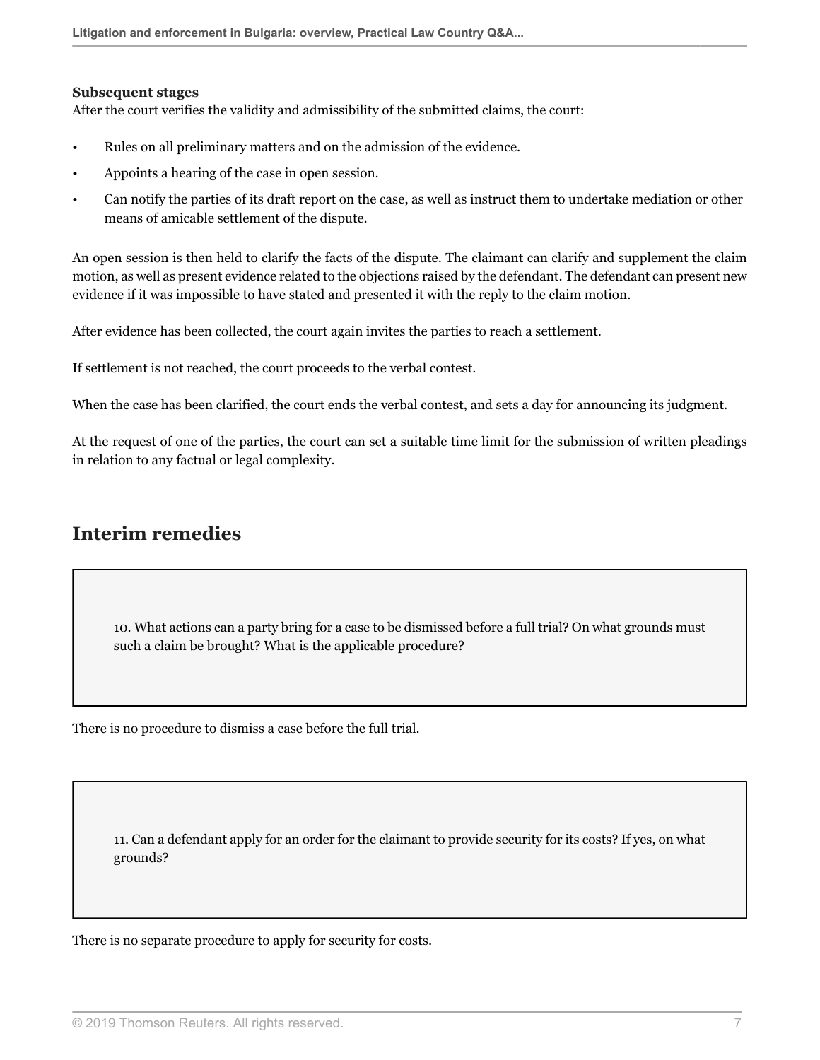**Subsequent stages**

After the court verifies the validity and admissibility of the submitted claims, the court:

- Rules on all preliminary matters and on the admission of the evidence.
- Appoints a hearing of the case in open session.
- Can notify the parties of its draft report on the case, as well as instruct them to undertake mediation or other means of amicable settlement of the dispute.

An open session is then held to clarify the facts of the dispute. The claimant can clarify and supplement the claim motion, as well as present evidence related to the objections raised by the defendant. The defendant can present new evidence if it was impossible to have stated and presented it with the reply to the claim motion.

After evidence has been collected, the court again invites the parties to reach a settlement.

If settlement is not reached, the court proceeds to the verbal contest.

When the case has been clarified, the court ends the verbal contest, and sets a day for announcing its judgment.

At the request of one of the parties, the court can set a suitable time limit for the submission of written pleadings in relation to any factual or legal complexity.

## Interim remedies

> 10. What actions can a party bring for a case to be dismissed before a full trial? On what grounds must such a claim be brought? What is the applicable procedure?

There is no procedure to dismiss a case before the full trial.

> 11. Can a defendant apply for an order for the claimant to provide security for its costs? If yes, on what grounds?

There is no separate procedure to apply for security for costs.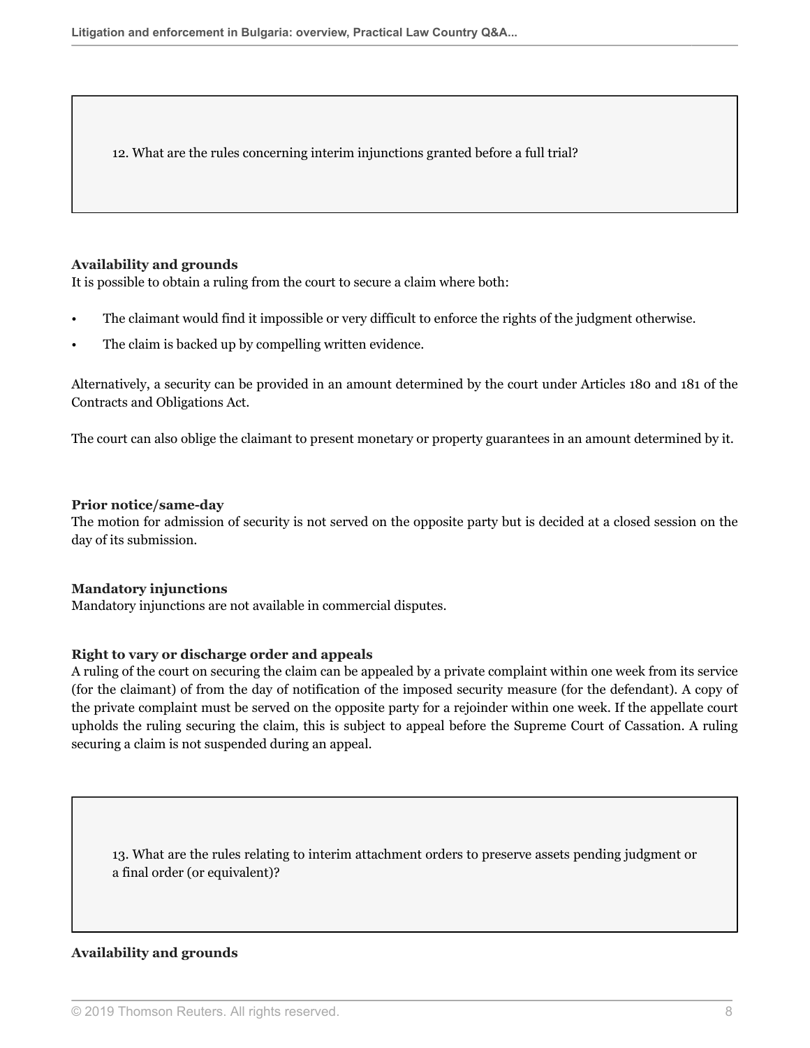12. What are the rules concerning interim injunctions granted before a full trial?

**Availability and grounds**

It is possible to obtain a ruling from the court to secure a claim where both:

- The claimant would find it impossible or very difficult to enforce the rights of the judgment otherwise.
- The claim is backed up by compelling written evidence.

Alternatively, a security can be provided in an amount determined by the court under Articles 180 and 181 of the Contracts and Obligations Act.

The court can also oblige the claimant to present monetary or property guarantees in an amount determined by it.

**Prior notice/same-day**

The motion for admission of security is not served on the opposite party but is decided at a closed session on the day of its submission.

**Mandatory injunctions**

Mandatory injunctions are not available in commercial disputes.

**Right to vary or discharge order and appeals**

A ruling of the court on securing the claim can be appealed by a private complaint within one week from its service (for the claimant) of from the day of notification of the imposed security measure (for the defendant). A copy of the private complaint must be served on the opposite party for a rejoinder within one week. If the appellate court upholds the ruling securing the claim, this is subject to appeal before the Supreme Court of Cassation. A ruling securing a claim is not suspended during an appeal.

13. What are the rules relating to interim attachment orders to preserve assets pending judgment or a final order (or equivalent)?

**Availability and grounds**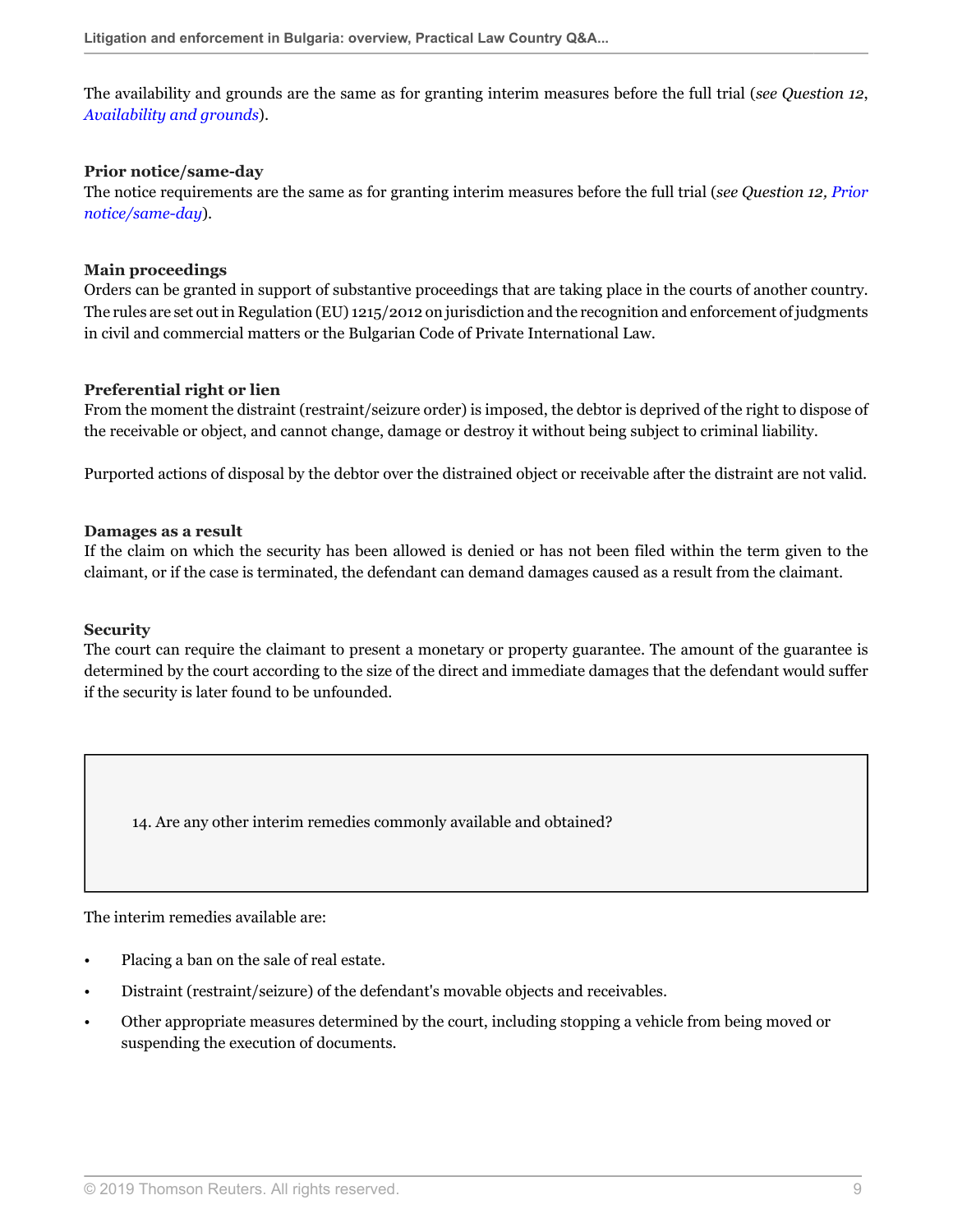The availability and grounds are the same as for granting interim measures before the full trial (*see Question 12, Availability and grounds*).

**Prior notice/same-day**

The notice requirements are the same as for granting interim measures before the full trial (*see Question 12, Prior notice/same-day*).

**Main proceedings**

Orders can be granted in support of substantive proceedings that are taking place in the courts of another country. The rules are set out in Regulation (EU) 1215/2012 on jurisdiction and the recognition and enforcement of judgments in civil and commercial matters or the Bulgarian Code of Private International Law.

**Preferential right or lien**

From the moment the distraint (restraint/seizure order) is imposed, the debtor is deprived of the right to dispose of the receivable or object, and cannot change, damage or destroy it without being subject to criminal liability.

Purported actions of disposal by the debtor over the distrained object or receivable after the distraint are not valid.

**Damages as a result**

If the claim on which the security has been allowed is denied or has not been filed within the term given to the claimant, or if the case is terminated, the defendant can demand damages caused as a result from the claimant.

**Security**

The court can require the claimant to present a monetary or property guarantee. The amount of the guarantee is determined by the court according to the size of the direct and immediate damages that the defendant would suffer if the security is later found to be unfounded.

## 14. Are any other interim remedies commonly available and obtained?

The interim remedies available are:

- Placing a ban on the sale of real estate.
- Distraint (restraint/seizure) of the defendant's movable objects and receivables.
- Other appropriate measures determined by the court, including stopping a vehicle from being moved or suspending the execution of documents.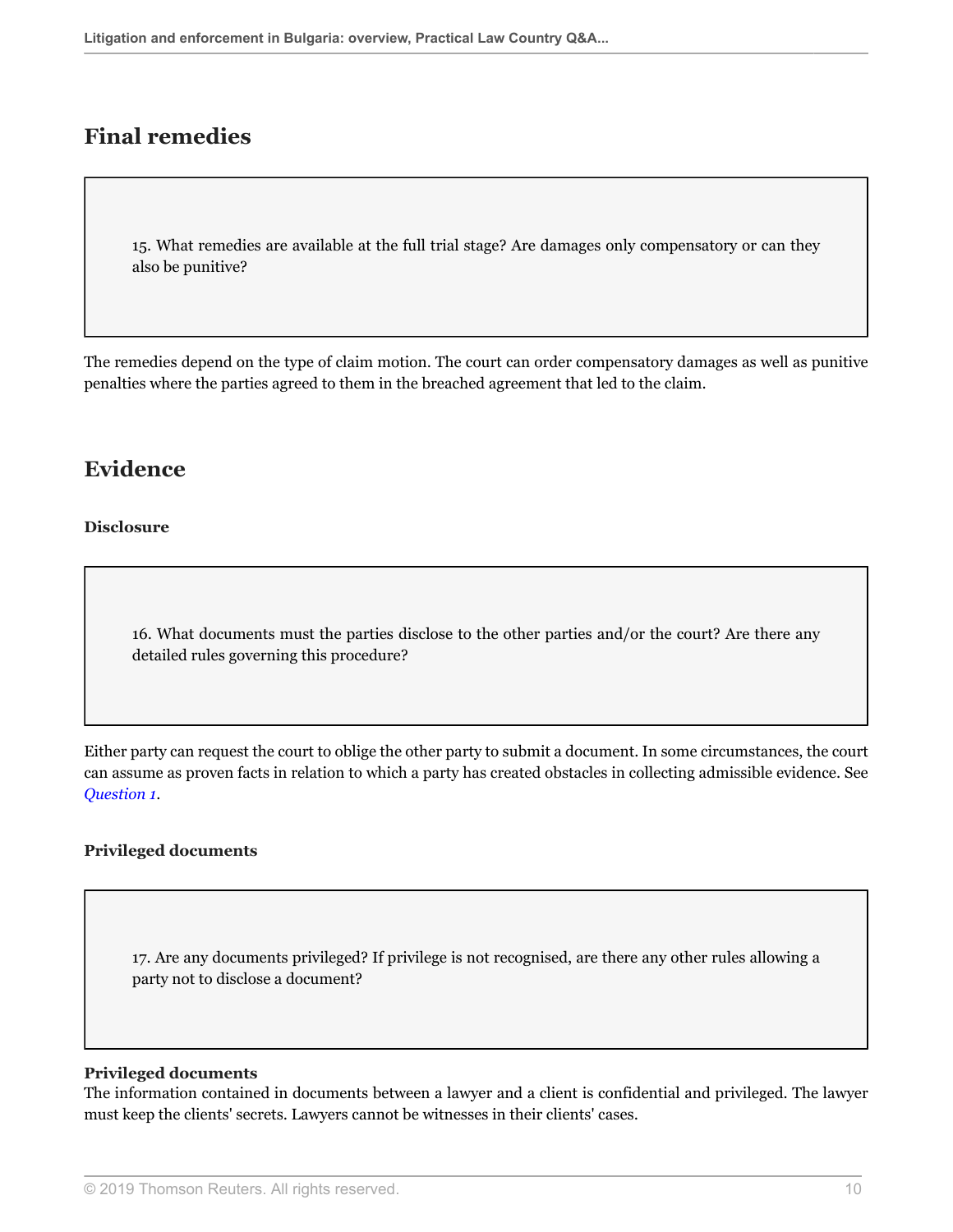## Final remedies

> 15. What remedies are available at the full trial stage? Are damages only compensatory or can they also be punitive?

The remedies depend on the type of claim motion. The court can order compensatory damages as well as punitive penalties where the parties agreed to them in the breached agreement that led to the claim.

## Evidence

### Disclosure

> 16. What documents must the parties disclose to the other parties and/or the court? Are there any detailed rules governing this procedure?

Either party can request the court to oblige the other party to submit a document. In some circumstances, the court can assume as proven facts in relation to which a party has created obstacles in collecting admissible evidence. See *Question 1*.

### Privileged documents

> 17. Are any documents privileged? If privilege is not recognised, are there any other rules allowing a party not to disclose a document?

**Privileged documents**
The information contained in documents between a lawyer and a client is confidential and privileged. The lawyer must keep the clients' secrets. Lawyers cannot be witnesses in their clients' cases.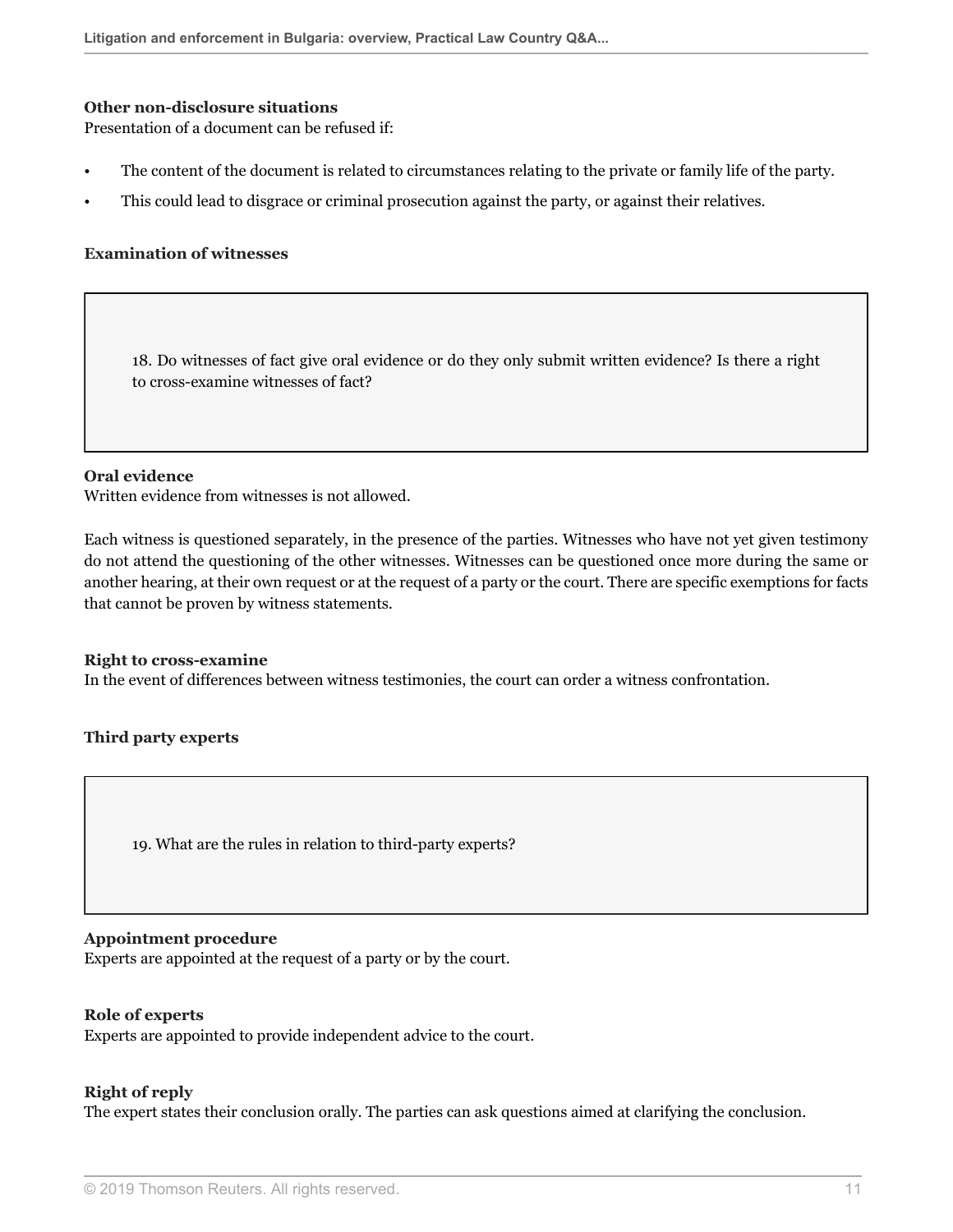**Other non-disclosure situations**

Presentation of a document can be refused if:

- The content of the document is related to circumstances relating to the private or family life of the party.
- This could lead to disgrace or criminal prosecution against the party, or against their relatives.

### Examination of witnesses

> 18. Do witnesses of fact give oral evidence or do they only submit written evidence? Is there a right to cross-examine witnesses of fact?

**Oral evidence**

Written evidence from witnesses is not allowed.

Each witness is questioned separately, in the presence of the parties. Witnesses who have not yet given testimony do not attend the questioning of the other witnesses. Witnesses can be questioned once more during the same or another hearing, at their own request or at the request of a party or the court. There are specific exemptions for facts that cannot be proven by witness statements.

**Right to cross-examine**

In the event of differences between witness testimonies, the court can order a witness confrontation.

### Third party experts

> 19. What are the rules in relation to third-party experts?

**Appointment procedure**

Experts are appointed at the request of a party or by the court.

**Role of experts**

Experts are appointed to provide independent advice to the court.

**Right of reply**

The expert states their conclusion orally. The parties can ask questions aimed at clarifying the conclusion.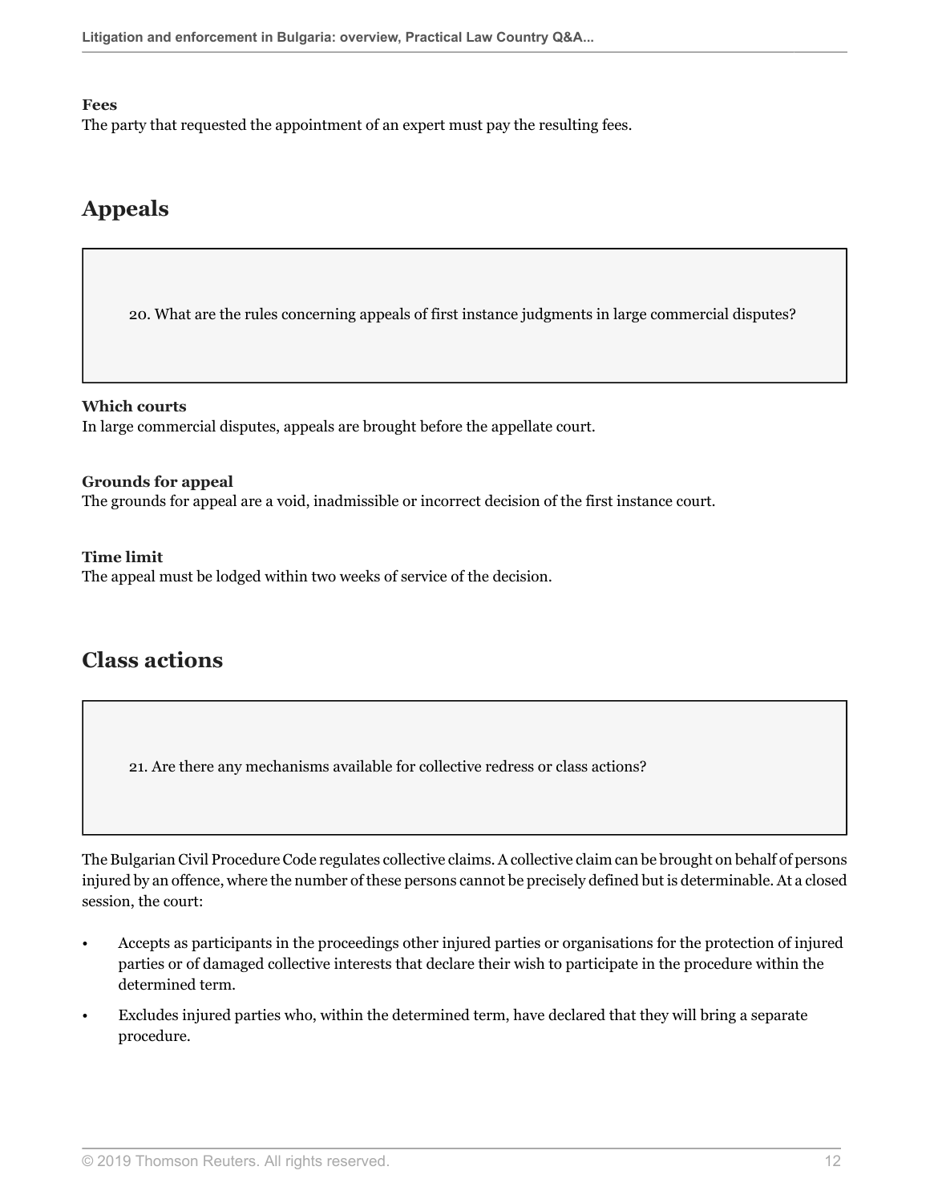**Fees**
The party that requested the appointment of an expert must pay the resulting fees.

## Appeals

> 20. What are the rules concerning appeals of first instance judgments in large commercial disputes?

**Which courts**
In large commercial disputes, appeals are brought before the appellate court.

**Grounds for appeal**
The grounds for appeal are a void, inadmissible or incorrect decision of the first instance court.

**Time limit**
The appeal must be lodged within two weeks of service of the decision.

## Class actions

> 21. Are there any mechanisms available for collective redress or class actions?

The Bulgarian Civil Procedure Code regulates collective claims. A collective claim can be brought on behalf of persons injured by an offence, where the number of these persons cannot be precisely defined but is determinable. At a closed session, the court:

- Accepts as participants in the proceedings other injured parties or organisations for the protection of injured parties or of damaged collective interests that declare their wish to participate in the procedure within the determined term.
- Excludes injured parties who, within the determined term, have declared that they will bring a separate procedure.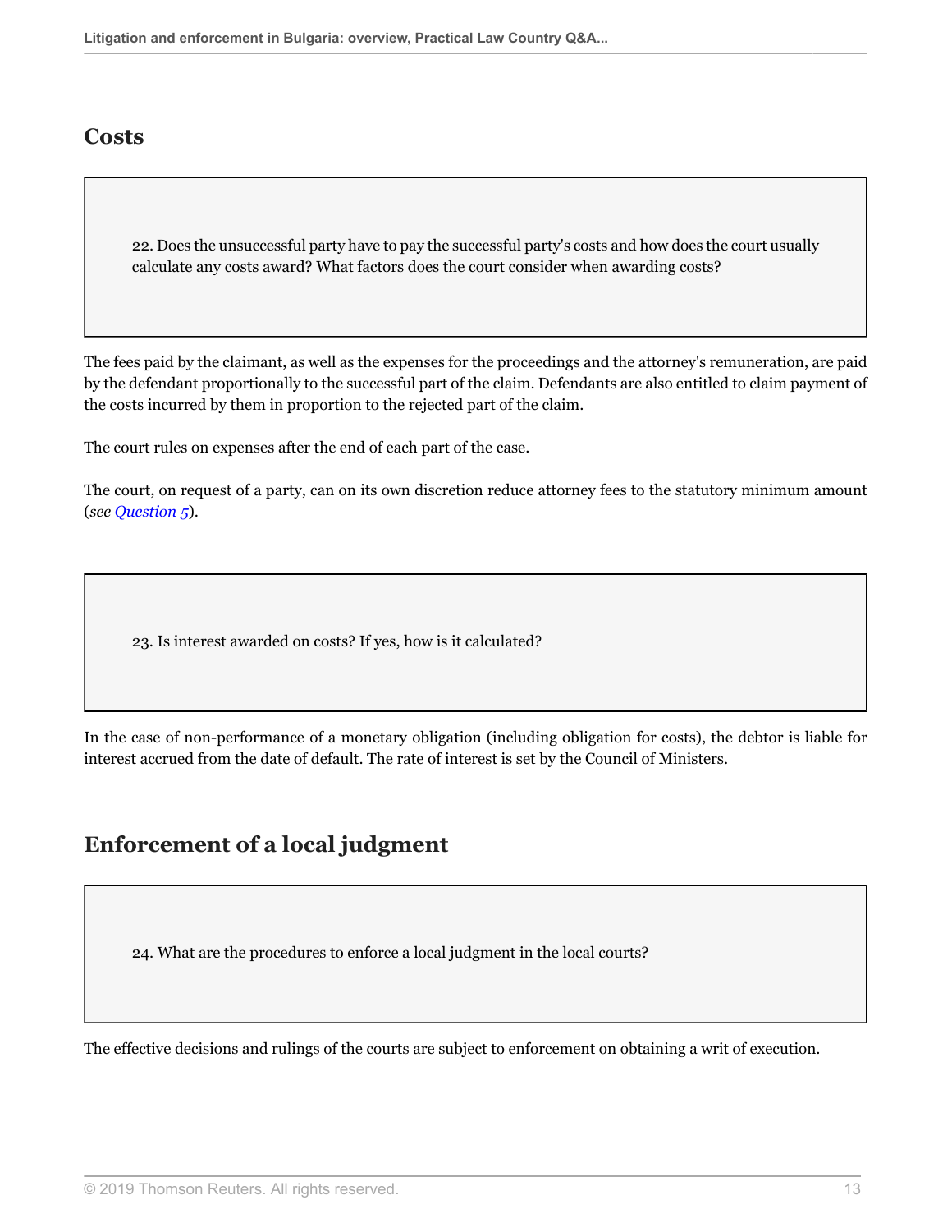## Costs

**22. Does the unsuccessful party have to pay the successful party's costs and how does the court usually calculate any costs award? What factors does the court consider when awarding costs?**

The fees paid by the claimant, as well as the expenses for the proceedings and the attorney's remuneration, are paid by the defendant proportionally to the successful part of the claim. Defendants are also entitled to claim payment of the costs incurred by them in proportion to the rejected part of the claim.

The court rules on expenses after the end of each part of the case.

The court, on request of a party, can on its own discretion reduce attorney fees to the statutory minimum amount (*see Question 5*).

**23. Is interest awarded on costs? If yes, how is it calculated?**

In the case of non-performance of a monetary obligation (including obligation for costs), the debtor is liable for interest accrued from the date of default. The rate of interest is set by the Council of Ministers.

## Enforcement of a local judgment

**24. What are the procedures to enforce a local judgment in the local courts?**

The effective decisions and rulings of the courts are subject to enforcement on obtaining a writ of execution.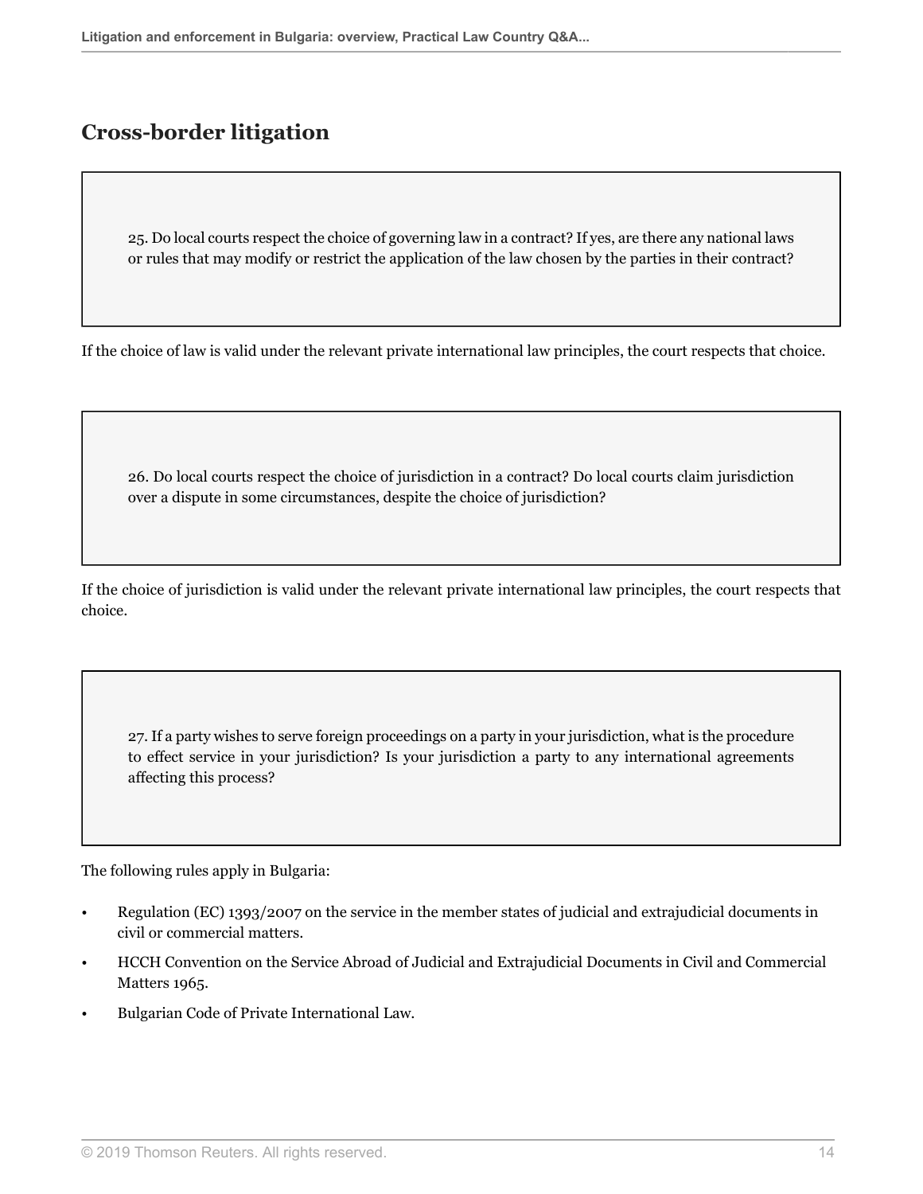## Cross-border litigation

25. Do local courts respect the choice of governing law in a contract? If yes, are there any national laws or rules that may modify or restrict the application of the law chosen by the parties in their contract?

If the choice of law is valid under the relevant private international law principles, the court respects that choice.

26. Do local courts respect the choice of jurisdiction in a contract? Do local courts claim jurisdiction over a dispute in some circumstances, despite the choice of jurisdiction?

If the choice of jurisdiction is valid under the relevant private international law principles, the court respects that choice.

27. If a party wishes to serve foreign proceedings on a party in your jurisdiction, what is the procedure to effect service in your jurisdiction? Is your jurisdiction a party to any international agreements affecting this process?

The following rules apply in Bulgaria:

- Regulation (EC) 1393/2007 on the service in the member states of judicial and extrajudicial documents in civil or commercial matters.
- HCCH Convention on the Service Abroad of Judicial and Extrajudicial Documents in Civil and Commercial Matters 1965.
- Bulgarian Code of Private International Law.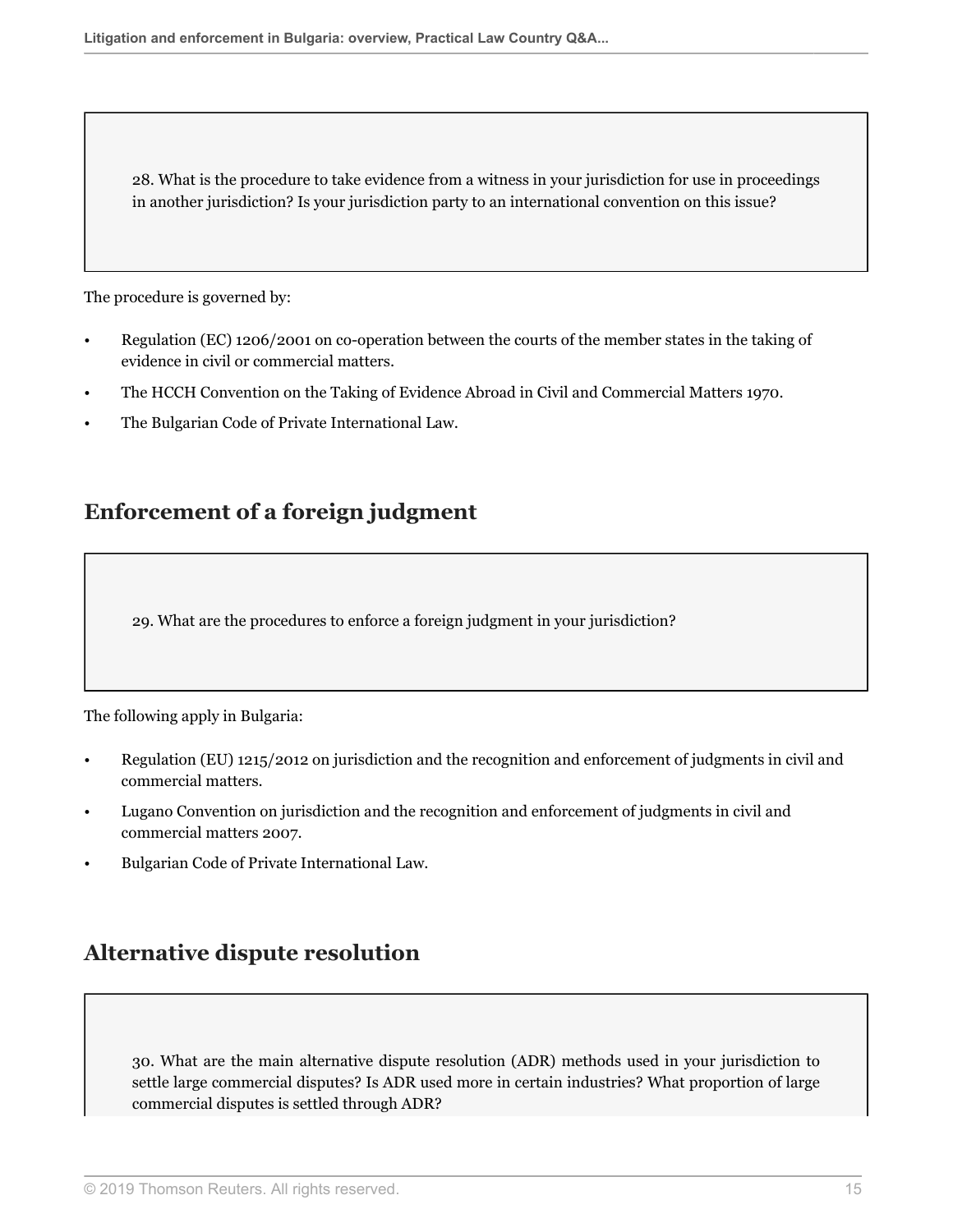28. What is the procedure to take evidence from a witness in your jurisdiction for use in proceedings in another jurisdiction? Is your jurisdiction party to an international convention on this issue?

The procedure is governed by:

- Regulation (EC) 1206/2001 on co-operation between the courts of the member states in the taking of evidence in civil or commercial matters.
- The HCCH Convention on the Taking of Evidence Abroad in Civil and Commercial Matters 1970.
- The Bulgarian Code of Private International Law.

## Enforcement of a foreign judgment

29. What are the procedures to enforce a foreign judgment in your jurisdiction?

The following apply in Bulgaria:

- Regulation (EU) 1215/2012 on jurisdiction and the recognition and enforcement of judgments in civil and commercial matters.
- Lugano Convention on jurisdiction and the recognition and enforcement of judgments in civil and commercial matters 2007.
- Bulgarian Code of Private International Law.

## Alternative dispute resolution

30. What are the main alternative dispute resolution (ADR) methods used in your jurisdiction to settle large commercial disputes? Is ADR used more in certain industries? What proportion of large commercial disputes is settled through ADR?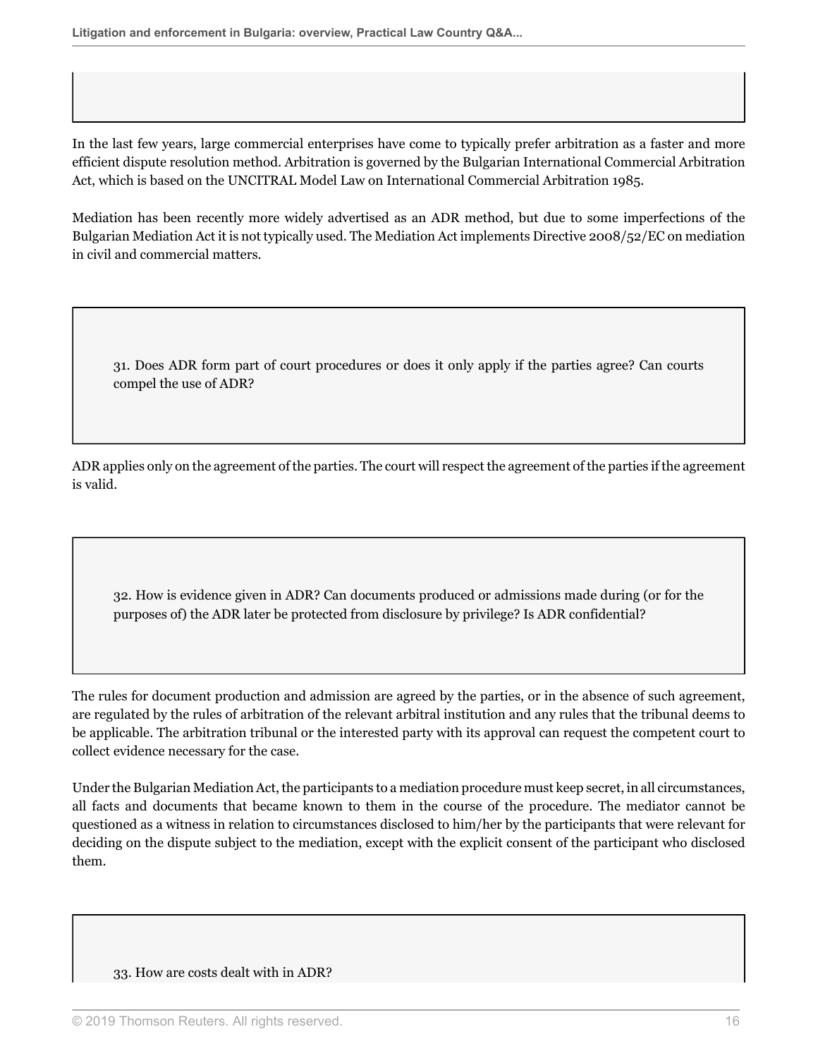In the last few years, large commercial enterprises have come to typically prefer arbitration as a faster and more efficient dispute resolution method. Arbitration is governed by the Bulgarian International Commercial Arbitration Act, which is based on the UNCITRAL Model Law on International Commercial Arbitration 1985.

Mediation has been recently more widely advertised as an ADR method, but due to some imperfections of the Bulgarian Mediation Act it is not typically used. The Mediation Act implements Directive 2008/52/EC on mediation in civil and commercial matters.

### 31. Does ADR form part of court procedures or does it only apply if the parties agree? Can courts compel the use of ADR?

ADR applies only on the agreement of the parties. The court will respect the agreement of the parties if the agreement is valid.

### 32. How is evidence given in ADR? Can documents produced or admissions made during (or for the purposes of) the ADR later be protected from disclosure by privilege? Is ADR confidential?

The rules for document production and admission are agreed by the parties, or in the absence of such agreement, are regulated by the rules of arbitration of the relevant arbitral institution and any rules that the tribunal deems to be applicable. The arbitration tribunal or the interested party with its approval can request the competent court to collect evidence necessary for the case.

Under the Bulgarian Mediation Act, the participants to a mediation procedure must keep secret, in all circumstances, all facts and documents that became known to them in the course of the procedure. The mediator cannot be questioned as a witness in relation to circumstances disclosed to him/her by the participants that were relevant for deciding on the dispute subject to the mediation, except with the explicit consent of the participant who disclosed them.

### 33. How are costs dealt with in ADR?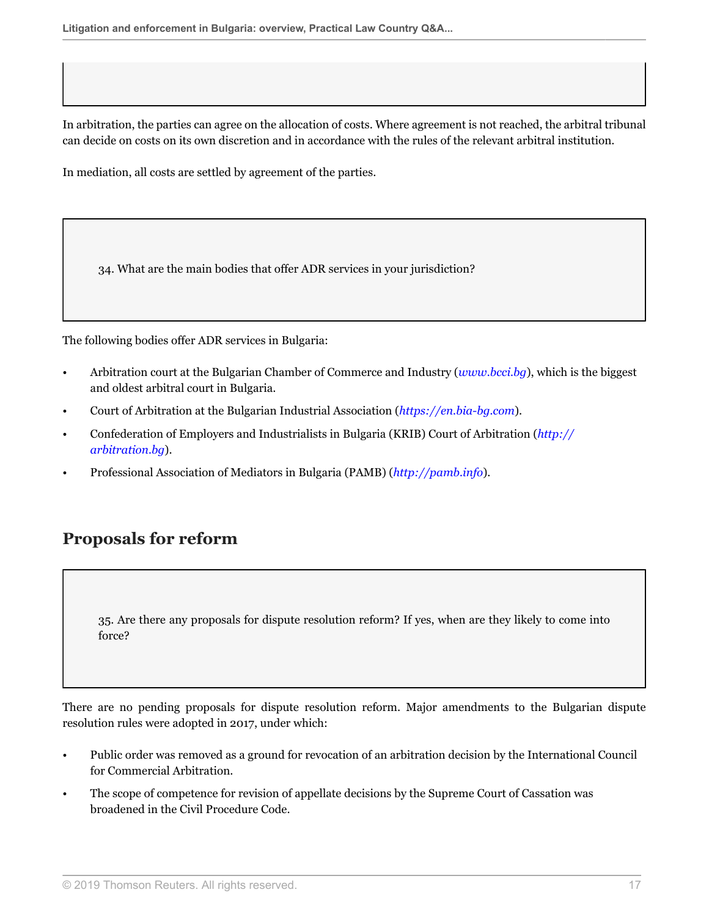In arbitration, the parties can agree on the allocation of costs. Where agreement is not reached, the arbitral tribunal can decide on costs on its own discretion and in accordance with the rules of the relevant arbitral institution.

In mediation, all costs are settled by agreement of the parties.

> 34. What are the main bodies that offer ADR services in your jurisdiction?

The following bodies offer ADR services in Bulgaria:

- Arbitration court at the Bulgarian Chamber of Commerce and Industry (*www.bcci.bg*), which is the biggest and oldest arbitral court in Bulgaria.
- Court of Arbitration at the Bulgarian Industrial Association (*https://en.bia-bg.com*).
- Confederation of Employers and Industrialists in Bulgaria (KRIB) Court of Arbitration (*http://arbitration.bg*).
- Professional Association of Mediators in Bulgaria (PAMB) (*http://pamb.info*).

## Proposals for reform

> 35. Are there any proposals for dispute resolution reform? If yes, when are they likely to come into force?

There are no pending proposals for dispute resolution reform. Major amendments to the Bulgarian dispute resolution rules were adopted in 2017, under which:

- Public order was removed as a ground for revocation of an arbitration decision by the International Council for Commercial Arbitration.
- The scope of competence for revision of appellate decisions by the Supreme Court of Cassation was broadened in the Civil Procedure Code.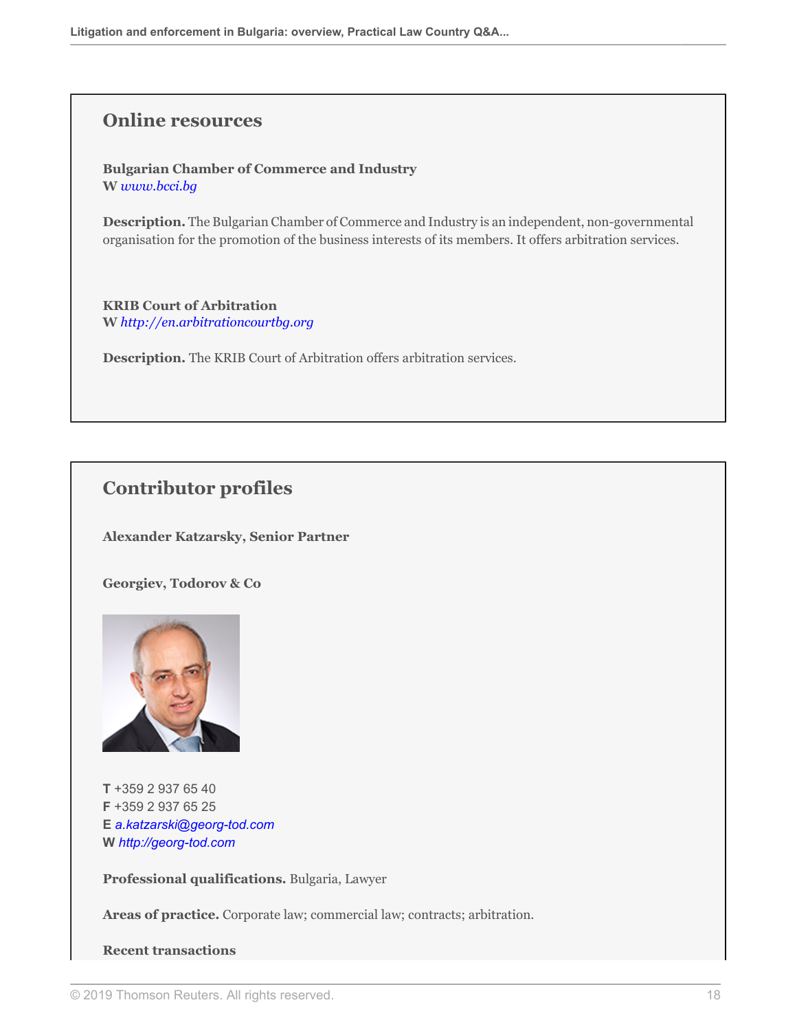## Online resources

**Bulgarian Chamber of Commerce and Industry**
**W** *www.bcci.bg*

**Description.** The Bulgarian Chamber of Commerce and Industry is an independent, non-governmental organisation for the promotion of the business interests of its members. It offers arbitration services.

**KRIB Court of Arbitration**
**W** *http://en.arbitrationcourtbg.org*

**Description.** The KRIB Court of Arbitration offers arbitration services.

## Contributor profiles

**Alexander Katzarsky, Senior Partner**

**Georgiev, Todorov & Co**

**T** +359 2 937 65 40
**F** +359 2 937 65 25
**E** *a.katzarski@georg-tod.com*
**W** *http://georg-tod.com*

**Professional qualifications.** Bulgaria, Lawyer

**Areas of practice.** Corporate law; commercial law; contracts; arbitration.

**Recent transactions**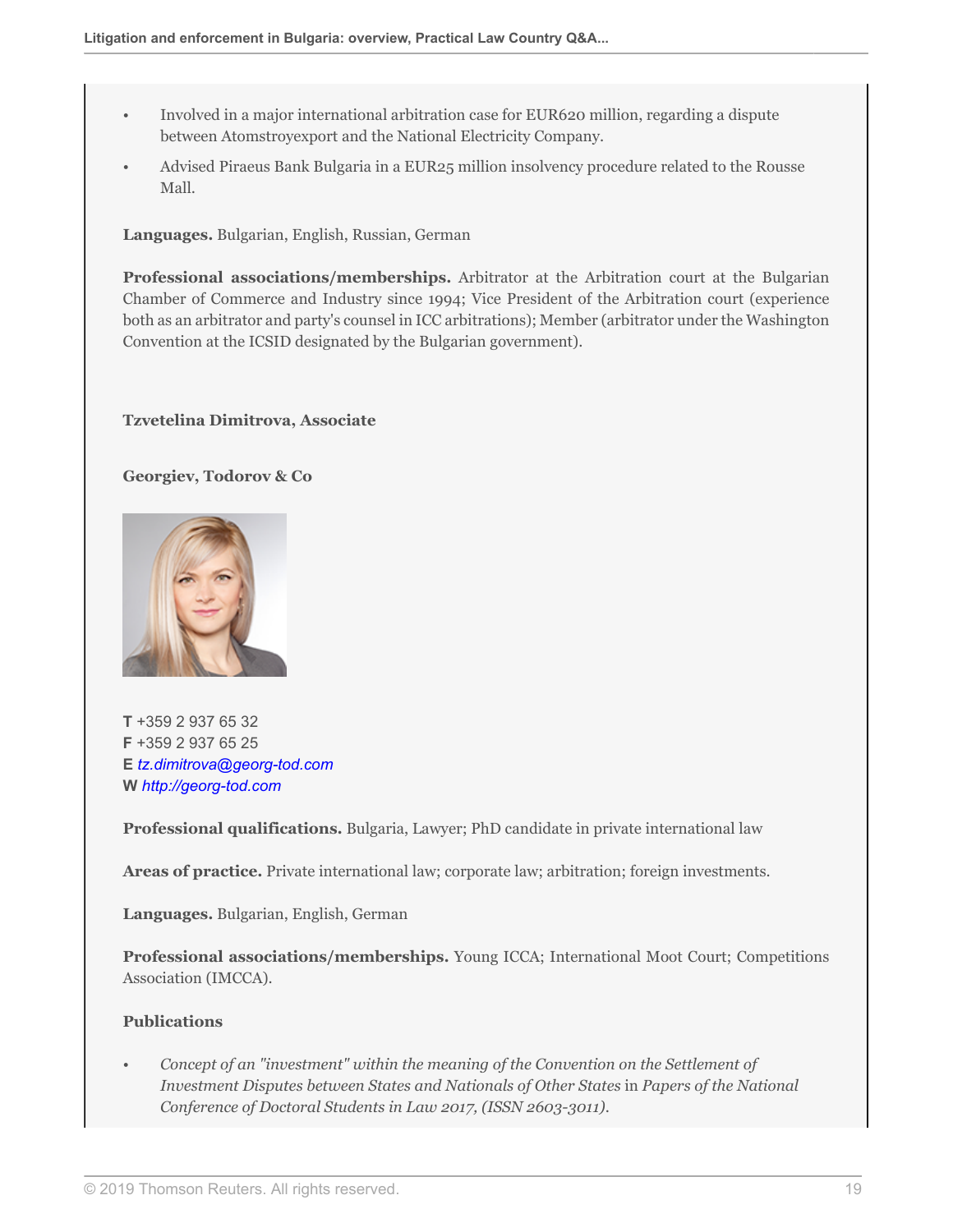- Involved in a major international arbitration case for EUR620 million, regarding a dispute between Atomstroyexport and the National Electricity Company.
- Advised Piraeus Bank Bulgaria in a EUR25 million insolvency procedure related to the Rousse Mall.

**Languages.** Bulgarian, English, Russian, German

**Professional associations/memberships.** Arbitrator at the Arbitration court at the Bulgarian Chamber of Commerce and Industry since 1994; Vice President of the Arbitration court (experience both as an arbitrator and party's counsel in ICC arbitrations); Member (arbitrator under the Washington Convention at the ICSID designated by the Bulgarian government).

**Tzvetelina Dimitrova, Associate**

**Georgiev, Todorov & Co**

**T** +359 2 937 65 32
**F** +359 2 937 65 25
**E** *tz.dimitrova@georg-tod.com*
**W** *http://georg-tod.com*

**Professional qualifications.** Bulgaria, Lawyer; PhD candidate in private international law

**Areas of practice.** Private international law; corporate law; arbitration; foreign investments.

**Languages.** Bulgarian, English, German

**Professional associations/memberships.** Young ICCA; International Moot Court; Competitions Association (IMCCA).

**Publications**

- *Concept of an "investment" within the meaning of the Convention on the Settlement of Investment Disputes between States and Nationals of Other States* in *Papers of the National Conference of Doctoral Students in Law 2017, (ISSN 2603-3011).*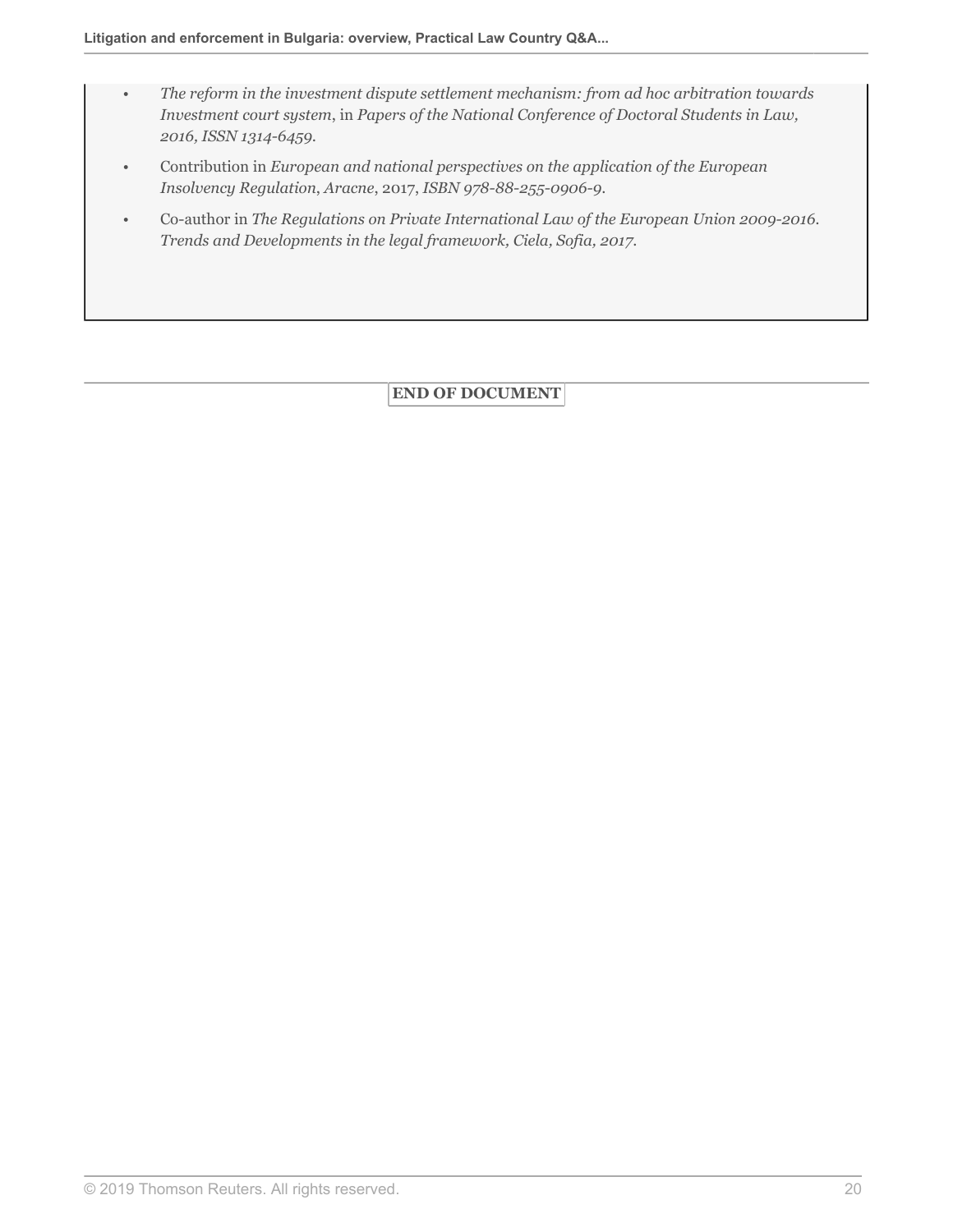- *The reform in the investment dispute settlement mechanism: from ad hoc arbitration towards Investment court system*, in *Papers of the National Conference of Doctoral Students in Law, 2016, ISSN 1314-6459*.
- Contribution in *European and national perspectives on the application of the European Insolvency Regulation*, *Aracne*, 2017, *ISBN 978-88-255-0906-9*.
- Co-author in *The Regulations on Private International Law of the European Union 2009-2016. Trends and Developments in the legal framework, Ciela, Sofia, 2017*.

**END OF DOCUMENT**